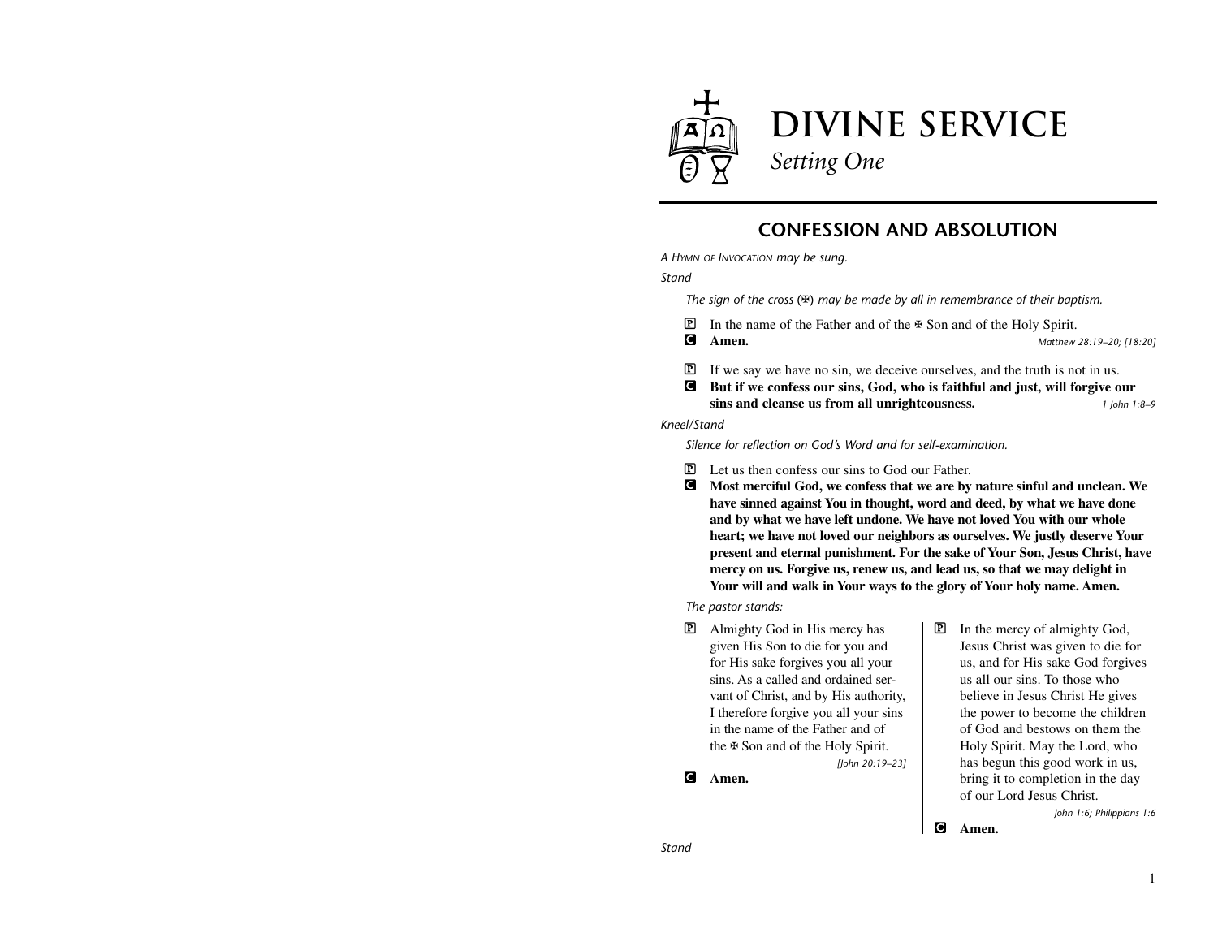# DIVINE SERVICE

*Setting One*

## CONFESSION AND ABSOLUTION

*A Hymn of Invocation may be sung.*

*Stand*

*The sign of the cross (✠) may be made by all in remembrance of their baptism.*

P In the name of the Father and of the ✠ Son and of the Holy Spirit.

C **Amen.** *Matthew 28:19–20; [18:20]*

P If we say we have no sin, we deceive ourselves, and the truth is not in us.

C **But if we confess our sins, God, who is faithful and just, will forgive our sins and cleanse us from all unrighteousness.** *1 John 1:8–9*

*Kneel/Stand*

*Silence for reflection on God's Word and for self-examination.*

P Let us then confess our sins to God our Father.

C **Most merciful God, we confess that we are by nature sinful and unclean. We have sinned against You in thought, word and deed, by what we have done and by what we have left undone. We have not loved You with our whole heart; we have not loved our neighbors as ourselves. We justly deserve Your present and eternal punishment. For the sake of Your Son, Jesus Christ, have mercy on us. Forgive us, renew us, and lead us, so that we may delight in Your will and walk in Your ways to the glory of Your holy name. Amen.**

*The pastor stands:*

P Almighty God in His mercy has given His Son to die for you and for His sake forgives you all your sins. As a called and ordained servant of Christ, and by His authority, I therefore forgive you all your sins in the name of the Father and of the ✠ Son and of the Holy Spirit. *[John 20:19–23]*

C **Amen.**

P In the mercy of almighty God, Jesus Christ was given to die for us, and for His sake God forgives us all our sins. To those who believe in Jesus Christ He gives the power to become the children of God and bestows on them the Holy Spirit. May the Lord, who has begun this good work in us, bring it to completion in the day of our Lord Jesus Christ. *John 1:6; Philippians 1:6*

C **Amen.**

*Stand*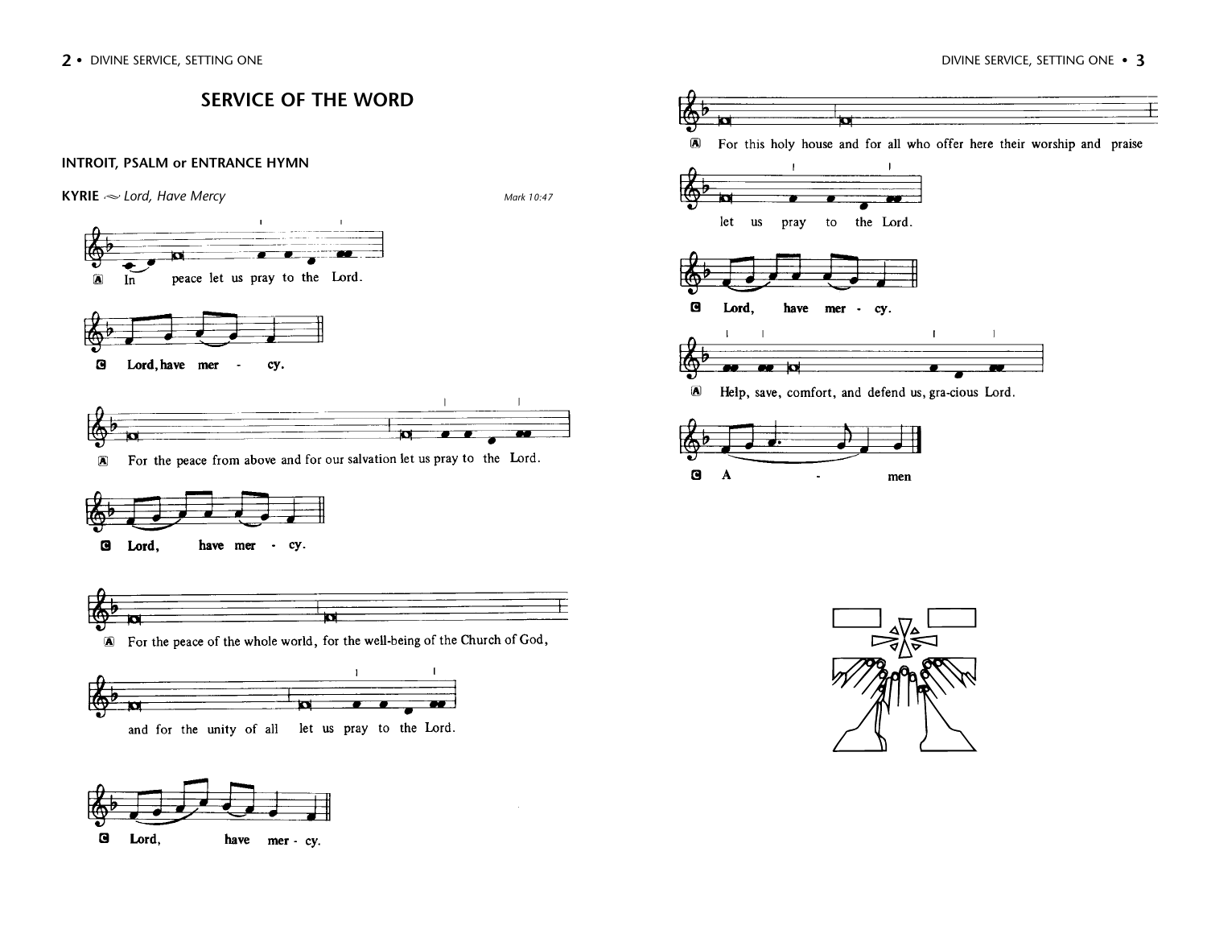## SERVICE OF THE WORD

### INTROIT, PSALM or ENTRANCE HYMN

**KYRIE** *Lord, Have Mercy* *Mark 10:47*

A In peace let us pray to the Lord.

C **Lord, have mer - cy.**

A For the peace from above and for our salvation let us pray to the Lord.

C **Lord, have mer - cy.**

A For the peace of the whole world, for the well-being of the Church of God, and for the unity of all let us pray to the Lord.

C **Lord, have mer - cy.**

A For this holy house and for all who offer here their worship and praise let us pray to the Lord.

C **Lord, have mer - cy.**

A Help, save, comfort, and defend us, gra-cious Lord.

C **A - men**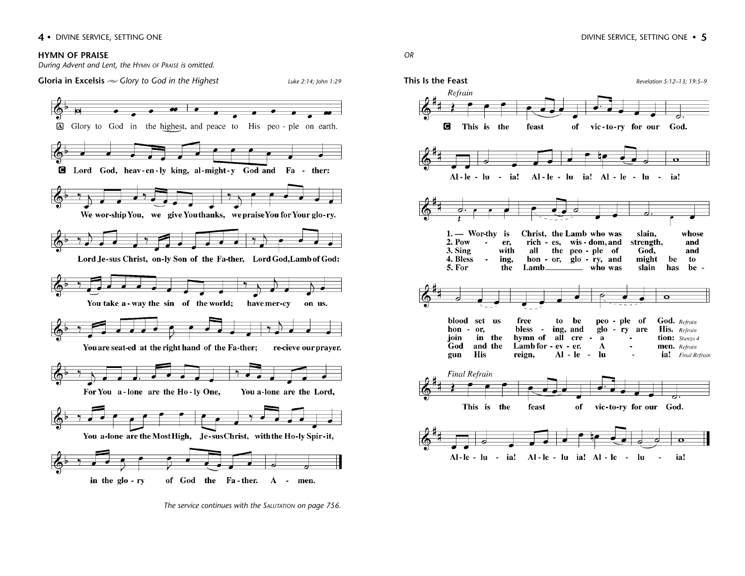## HYMN OF PRAISE

*During Advent and Lent, the HYMN OF PRAISE is omitted.*

**Gloria in Excelsis** ~ *Glory to God in the Highest* — *Luke 2:14; John 1:29*

A Glory to God in the highest, and peace to His peo - ple on earth.

C Lord God, heav - en - ly king, al - might - y God and Fa - ther:

We wor - ship You, we give You thanks, we praise You for Your glo - ry.

Lord Je - sus Christ, on - ly Son of the Fa - ther, Lord God, Lamb of God:

You take a - way the sin of the world; have mer - cy on us.

You are seat - ed at the right hand of the Fa - ther; re - cieve our prayer.

For You a - lone are the Ho - ly One, You a - lone are the Lord,

You a - lone are the Most High, Je - sus Christ, with the Ho - ly Spir - it,

in the glo - ry of God the Fa - ther. A - men.

*The service continues with the SALUTATION on page 756.*

*OR*

**This Is the Feast** — *Revelation 5:12–13; 19:5–9*

*Refrain*

C This is the feast of vic - to - ry for our God.

Al - le - lu - ia! Al - le - lu ia! Al - le - lu - ia!

1. — Wor - thy is Christ, the Lamb who was slain, whose blood set us free to be peo - ple of God. *Refrain*
2. Pow - er, rich - es, wis - dom, and strength, and hon - or, bless - ing, and glo - ry are His. *Refrain*
3. Sing with all the peo - ple of God, and join in the hymn of all cre - a - tion: *Stanza 4*
4. Bless - ing, hon - or, glo - ry, and might be to God and the Lamb for - ev - er. A - men. *Refrain*
5. For the Lamb who was slain has be - gun His reign, Al - le - lu - ia! *Final Refrain*

*Final Refrain*

This is the feast of vic - to - ry for our God.

Al - le - lu - ia! Al - le - lu ia! Al - le - lu - ia!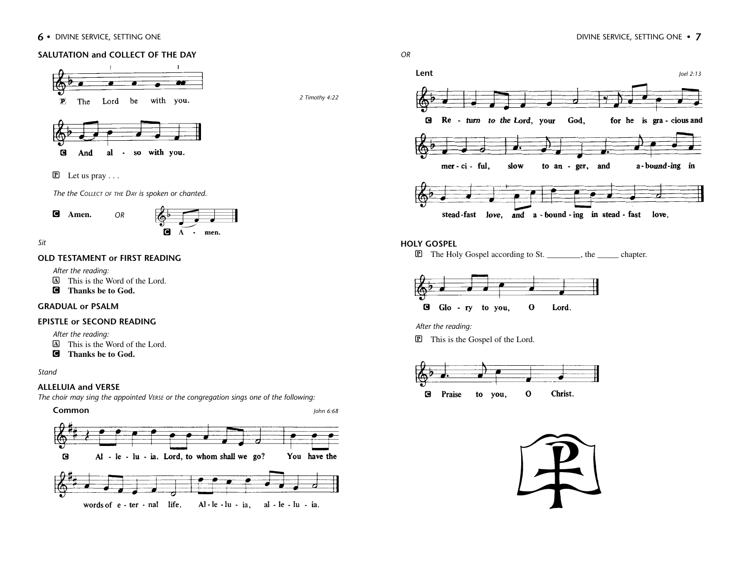### SALUTATION and COLLECT OF THE DAY

2 Timothy 4:22

P The Lord be with you.

C **And also with you.**

P Let us pray . . .

*The the Collect of the Day is spoken or chanted.*

C **Amen.** *OR* C **A - men.**

*Sit*

### OLD TESTAMENT or FIRST READING

*After the reading:*

A This is the Word of the Lord.

C **Thanks be to God.**

### GRADUAL or PSALM

### EPISTLE or SECOND READING

*After the reading:*

A This is the Word of the Lord.

C **Thanks be to God.**

*Stand*

### ALLELUIA and VERSE

*The choir may sing the appointed Verse or the congregation sings one of the following:*

**Common**

John 6:68

C **Al - le - lu - ia. Lord, to whom shall we go? You have the words of e - ter - nal life. Al - le - lu - ia, al - le - lu - ia.**

*OR*

**Lent**

Joel 2:13

C **Re - turn to the Lord, your God, for he is gra - cious and mer - ci - ful, slow to an - ger, and a - bound - ing in stead - fast love, and a - bound - ing in stead - fast love.**

### HOLY GOSPEL

P The Holy Gospel according to St. ________, the _____ chapter.

C **Glo - ry to you, O Lord.**

*After the reading:*

P This is the Gospel of the Lord.

C **Praise to you, O Christ.**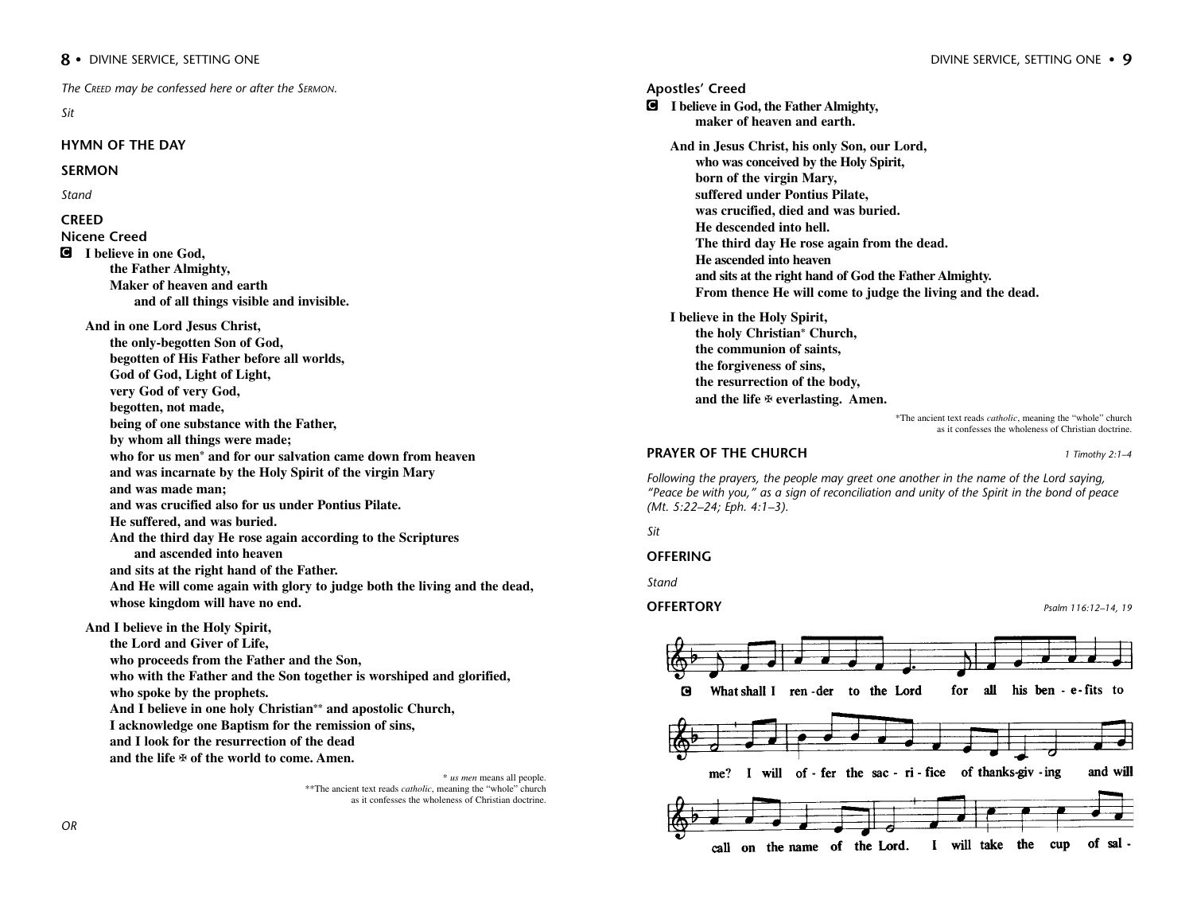*The Creed may be confessed here or after the Sermon.*

*Sit*

## HYMN OF THE DAY

## SERMON

*Stand*

## CREED

### Nicene Creed

**C I believe in one God,**
**the Father Almighty,**
**Maker of heaven and earth**
**and of all things visible and invisible.**

**And in one Lord Jesus Christ,**
**the only-begotten Son of God,**
**begotten of His Father before all worlds,**
**God of God, Light of Light,**
**very God of very God,**
**begotten, not made,**
**being of one substance with the Father,**
**by whom all things were made;**
**who for us men* and for our salvation came down from heaven**
**and was incarnate by the Holy Spirit of the virgin Mary**
**and was made man;**
**and was crucified also for us under Pontius Pilate.**
**He suffered, and was buried.**
**And the third day He rose again according to the Scriptures**
**and ascended into heaven**
**and sits at the right hand of the Father.**
**And He will come again with glory to judge both the living and the dead,**
**whose kingdom will have no end.**

**And I believe in the Holy Spirit,**
**the Lord and Giver of Life,**
**who proceeds from the Father and the Son,**
**who with the Father and the Son together is worshiped and glorified,**
**who spoke by the prophets.**
**And I believe in one holy Christian** and apostolic Church,**
**I acknowledge one Baptism for the remission of sins,**
**and I look for the resurrection of the dead**
**and the life ✠ of the world to come. Amen.**

\* *us men* means all people.
**The ancient text reads *catholic*, meaning the "whole" church as it confesses the wholeness of Christian doctrine.

*OR*

### Apostles' Creed

**C I believe in God, the Father Almighty,**
**maker of heaven and earth.**

**And in Jesus Christ, his only Son, our Lord,**
**who was conceived by the Holy Spirit,**
**born of the virgin Mary,**
**suffered under Pontius Pilate,**
**was crucified, died and was buried.**
**He descended into hell.**
**The third day He rose again from the dead.**
**He ascended into heaven**
**and sits at the right hand of God the Father Almighty.**
**From thence He will come to judge the living and the dead.**

**I believe in the Holy Spirit,**
**the holy Christian* Church,**
**the communion of saints,**
**the forgiveness of sins,**
**the resurrection of the body,**
**and the life ✠ everlasting. Amen.**

*The ancient text reads *catholic*, meaning the "whole" church as it confesses the wholeness of Christian doctrine.

## PRAYER OF THE CHURCH

*1 Timothy 2:1–4*

*Following the prayers, the people may greet one another in the name of the Lord saying, "Peace be with you," as a sign of reconciliation and unity of the Spirit in the bond of peace (Mt. 5:22–24; Eph. 4:1–3).*

*Sit*

## OFFERING

*Stand*

## OFFERTORY

*Psalm 116:12–14, 19*

C What shall I ren-der to the Lord for all his ben-e-fits to me? I will of-fer the sac-ri-fice of thanks-giv-ing and will call on the name of the Lord. I will take the cup of sal-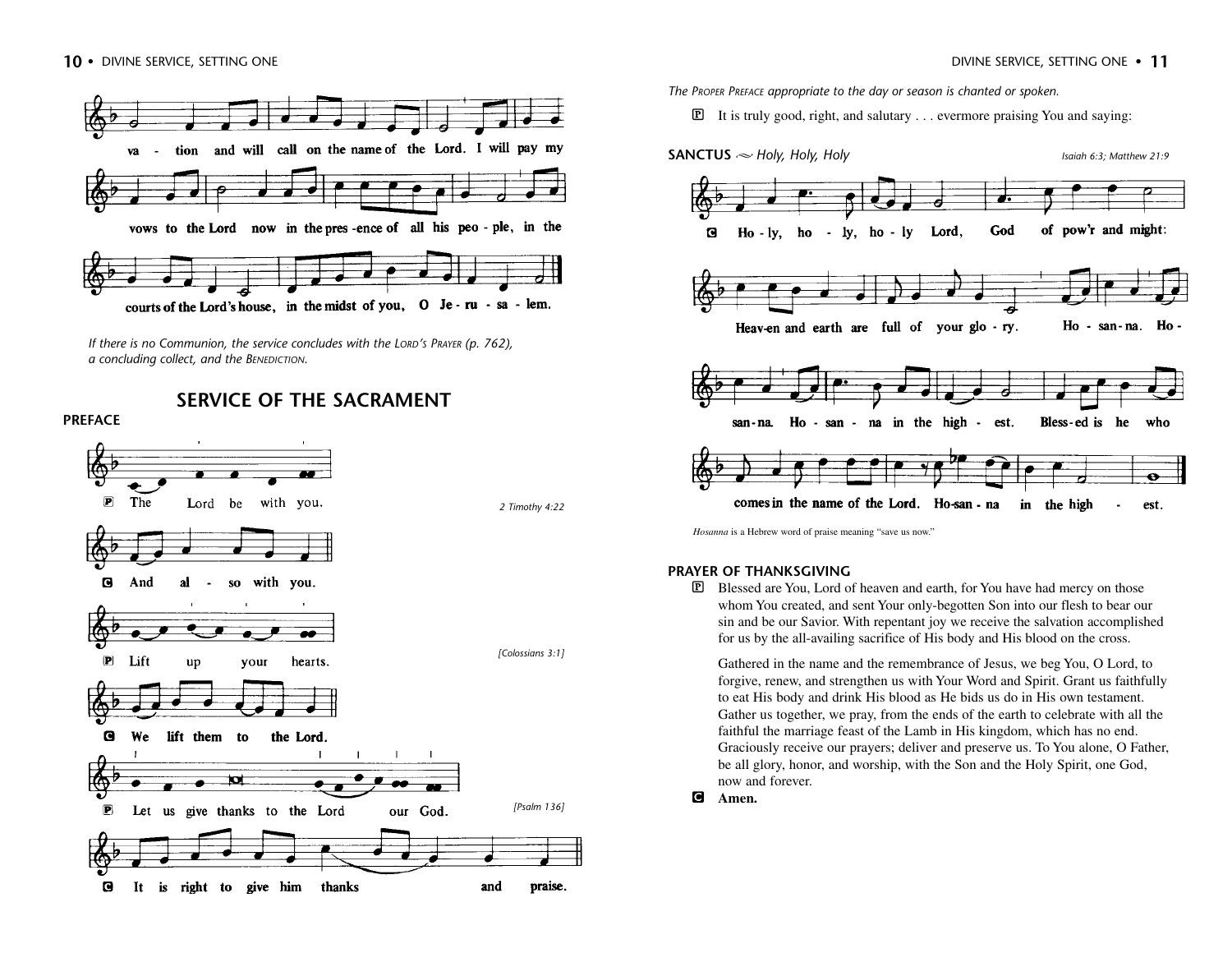va - tion and will call on the name of the Lord. I will pay my vows to the Lord now in the pres - ence of all his peo - ple, in the courts of the Lord's house, in the midst of you, O Je - ru - sa - lem.

*If there is no Communion, the service concludes with the LORD'S PRAYER (p. 762), a concluding collect, and the BENEDICTION.*

## SERVICE OF THE SACRAMENT

### PREFACE

P The Lord be with you. — *2 Timothy 4:22*

C And al - so with you.

P Lift up your hearts. — *[Colossians 3:1]*

C We lift them to the Lord.

P Let us give thanks to the Lord our God. — *[Psalm 136]*

C It is right to give him thanks and praise.

*The PROPER PREFACE appropriate to the day or season is chanted or spoken.*

P It is truly good, right, and salutary . . . evermore praising You and saying:

### SANCTUS ~ *Holy, Holy, Holy*

*Isaiah 6:3; Matthew 21:9*

C Ho - ly, ho - ly, ho - ly Lord, God of pow'r and might: Heav-en and earth are full of your glo - ry. Ho - san - na. Ho - san - na. Ho - san - na in the high - est. Bless - ed is he who comes in the name of the Lord. Ho-san - na in the high - est.

*Hosanna* is a Hebrew word of praise meaning "save us now."

### PRAYER OF THANKSGIVING

P Blessed are You, Lord of heaven and earth, for You have had mercy on those whom You created, and sent Your only-begotten Son into our flesh to bear our sin and be our Savior. With repentant joy we receive the salvation accomplished for us by the all-availing sacrifice of His body and His blood on the cross.

Gathered in the name and the remembrance of Jesus, we beg You, O Lord, to forgive, renew, and strengthen us with Your Word and Spirit. Grant us faithfully to eat His body and drink His blood as He bids us do in His own testament. Gather us together, we pray, from the ends of the earth to celebrate with all the faithful the marriage feast of the Lamb in His kingdom, which has no end. Graciously receive our prayers; deliver and preserve us. To You alone, O Father, be all glory, honor, and worship, with the Son and the Holy Spirit, one God, now and forever.

C **Amen.**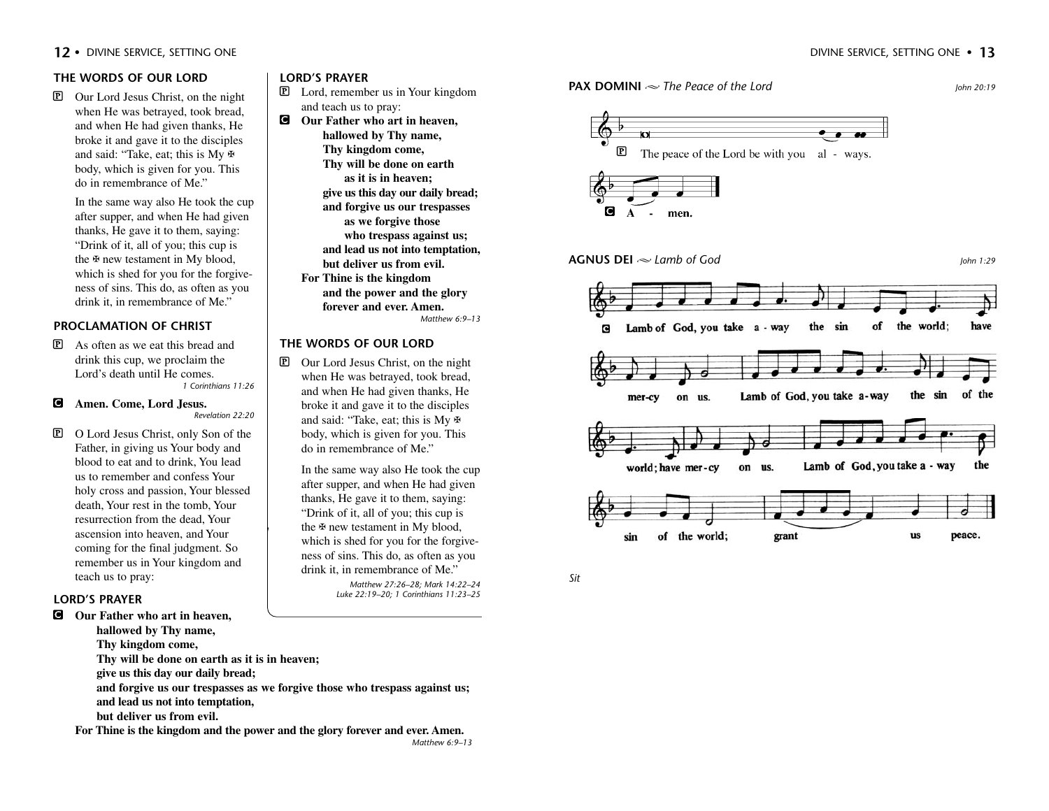## THE WORDS OF OUR LORD

P Our Lord Jesus Christ, on the night when He was betrayed, took bread, and when He had given thanks, He broke it and gave it to the disciples and said: "Take, eat; this is My ✠ body, which is given for you. This do in remembrance of Me."

In the same way also He took the cup after supper, and when He had given thanks, He gave it to them, saying: "Drink of it, all of you; this cup is the ✠ new testament in My blood, which is shed for you for the forgiveness of sins. This do, as often as you drink it, in remembrance of Me."

## PROCLAMATION OF CHRIST

P As often as we eat this bread and drink this cup, we proclaim the Lord's death until He comes.

*1 Corinthians 11:26*

C **Amen. Come, Lord Jesus.**

*Revelation 22:20*

P O Lord Jesus Christ, only Son of the Father, in giving us Your body and blood to eat and to drink, You lead us to remember and confess Your holy cross and passion, Your blessed death, Your rest in the tomb, Your resurrection from the dead, Your ascension into heaven, and Your coming for the final judgment. So remember us in Your kingdom and teach us to pray:

## LORD'S PRAYER

C **Our Father who art in heaven,**
**hallowed by Thy name,**
**Thy kingdom come,**
**Thy will be done on earth as it is in heaven;**
**give us this day our daily bread;**
**and forgive us our trespasses as we forgive those who trespass against us;**
**and lead us not into temptation,**
**but deliver us from evil.**
**For Thine is the kingdom and the power and the glory forever and ever. Amen.**

*Matthew 6:9–13*

## LORD'S PRAYER

P Lord, remember us in Your kingdom and teach us to pray:

C **Our Father who art in heaven,**
**hallowed by Thy name,**
**Thy kingdom come,**
**Thy will be done on earth**
**as it is in heaven;**
**give us this day our daily bread;**
**and forgive us our trespasses**
**as we forgive those**
**who trespass against us;**
**and lead us not into temptation,**
**but deliver us from evil.**
**For Thine is the kingdom**
**and the power and the glory**
**forever and ever. Amen.**

*Matthew 6:9–13*

## THE WORDS OF OUR LORD

P Our Lord Jesus Christ, on the night when He was betrayed, took bread, and when He had given thanks, He broke it and gave it to the disciples and said: "Take, eat; this is My ✠ body, which is given for you. This do in remembrance of Me."

In the same way also He took the cup after supper, and when He had given thanks, He gave it to them, saying: "Drink of it, all of you; this cup is the ✠ new testament in My blood, which is shed for you for the forgiveness of sins. This do, as often as you drink it, in remembrance of Me."

*Matthew 27:26–28; Mark 14:22–24*
*Luke 22:19–20; 1 Corinthians 11:23–25*

## PAX DOMINI ~ *The Peace of the Lord*

*John 20:19*

P The peace of the Lord be with you al - ways.

C **A - men.**

## AGNUS DEI ~ *Lamb of God*

*John 1:29*

C **Lamb of God, you take a - way the sin of the world; have mer-cy on us. Lamb of God, you take a-way the sin of the world; have mer-cy on us. Lamb of God, you take a - way the sin of the world; grant us peace.**

*Sit*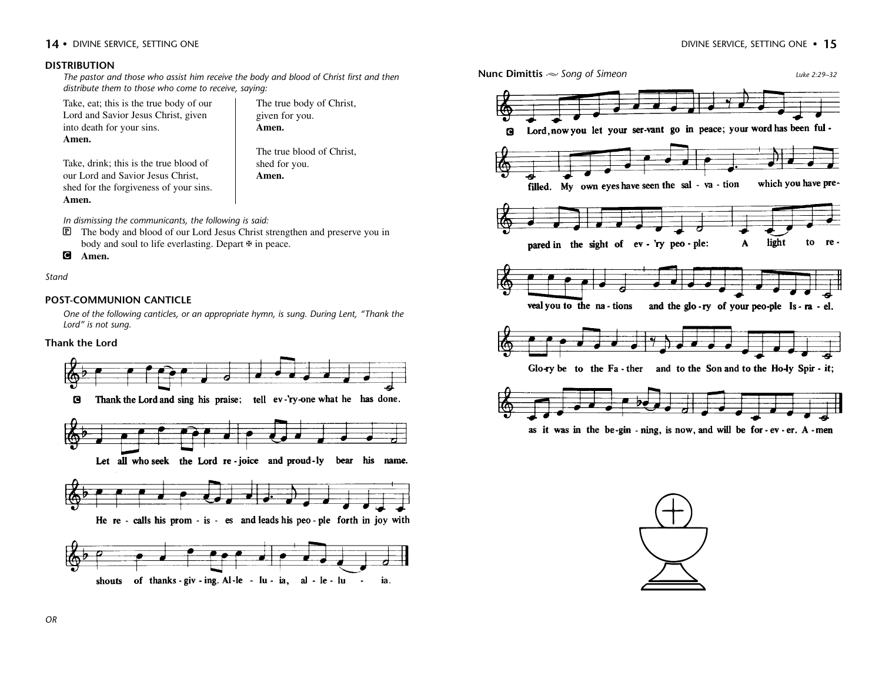## DISTRIBUTION

*The pastor and those who assist him receive the body and blood of Christ first and then distribute them to those who come to receive, saying:*

Take, eat; this is the true body of our Lord and Savior Jesus Christ, given into death for your sins.
**Amen.**

Take, drink; this is the true blood of our Lord and Savior Jesus Christ, shed for the forgiveness of your sins.
**Amen.**

The true body of Christ, given for you.
**Amen.**

The true blood of Christ, shed for you.
**Amen.**

*In dismissing the communicants, the following is said:*

P The body and blood of our Lord Jesus Christ strengthen and preserve you in body and soul to life everlasting. Depart ✠ in peace.

**C Amen.**

*Stand*

## POST-COMMUNION CANTICLE

*One of the following canticles, or an appropriate hymn, is sung. During Lent, "Thank the Lord" is not sung.*

### Thank the Lord

**C** Thank the Lord and sing his praise; tell ev-'ry-one what he has done. Let all who seek the Lord re-joice and proud-ly bear his name. He re-calls his prom-is-es and leads his peo-ple forth in joy with shouts of thanks-giv-ing. Al-le-lu-ia, al-le-lu-ia.

*OR*

### Nunc Dimittis — *Song of Simeon*

*Luke 2:29–32*

**C** Lord, now you let your ser-vant go in peace; your word has been ful-filled. My own eyes have seen the sal-va-tion which you have pre-pared in the sight of ev-'ry peo-ple: A light to re-veal you to the na-tions and the glo-ry of your peo-ple Is-ra-el.

Glo-ry be to the Fa-ther and to the Son and to the Ho-ly Spir-it; as it was in the be-gin-ning, is now, and will be for-ev-er. A-men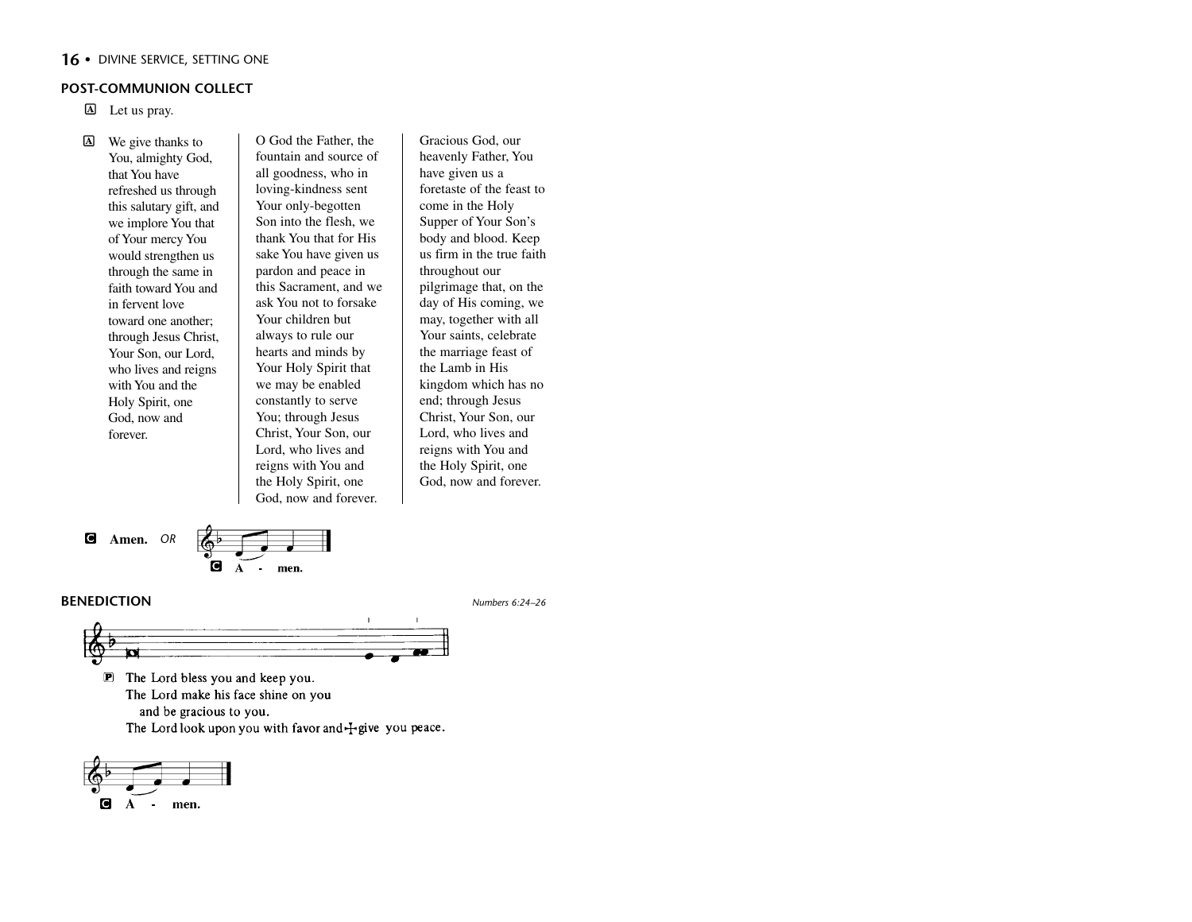## POST-COMMUNION COLLECT

A Let us pray.

A We give thanks to You, almighty God, that You have refreshed us through this salutary gift, and we implore You that of Your mercy You would strengthen us through the same in faith toward You and in fervent love toward one another; through Jesus Christ, Your Son, our Lord, who lives and reigns with You and the Holy Spirit, one God, now and forever.

O God the Father, the fountain and source of all goodness, who in loving-kindness sent Your only-begotten Son into the flesh, we thank You that for His sake You have given us pardon and peace in this Sacrament, and we ask You not to forsake Your children but always to rule our hearts and minds by Your Holy Spirit that we may be enabled constantly to serve You; through Jesus Christ, Your Son, our Lord, who lives and reigns with You and the Holy Spirit, one God, now and forever.

Gracious God, our heavenly Father, You have given us a foretaste of the feast to come in the Holy Supper of Your Son's body and blood. Keep us firm in the true faith throughout our pilgrimage that, on the day of His coming, we may, together with all Your saints, celebrate the marriage feast of the Lamb in His kingdom which has no end; through Jesus Christ, Your Son, our Lord, who lives and reigns with You and the Holy Spirit, one God, now and forever.

C **Amen.** *OR*

C **A - men.**

## BENEDICTION

*Numbers 6:24–26*

P The Lord bless you and keep you.
The Lord make his face shine on you
and be gracious to you.
The Lord look upon you with favor and ✝ give you peace.

C **A - men.**